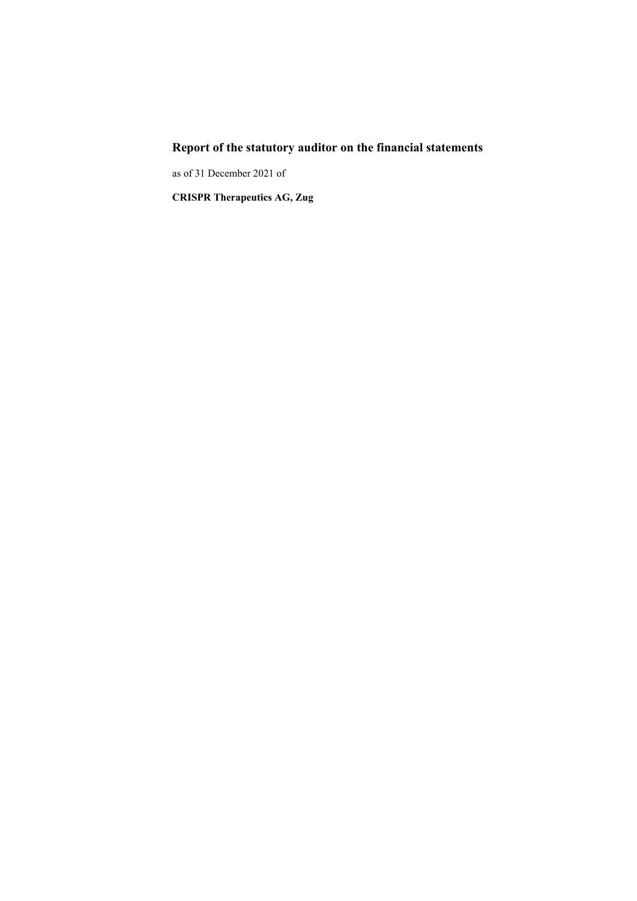# Report of the statutory auditor on the financial statements

as of 31 December 2021 of

**CRISPR Therapeutics AG, Zug**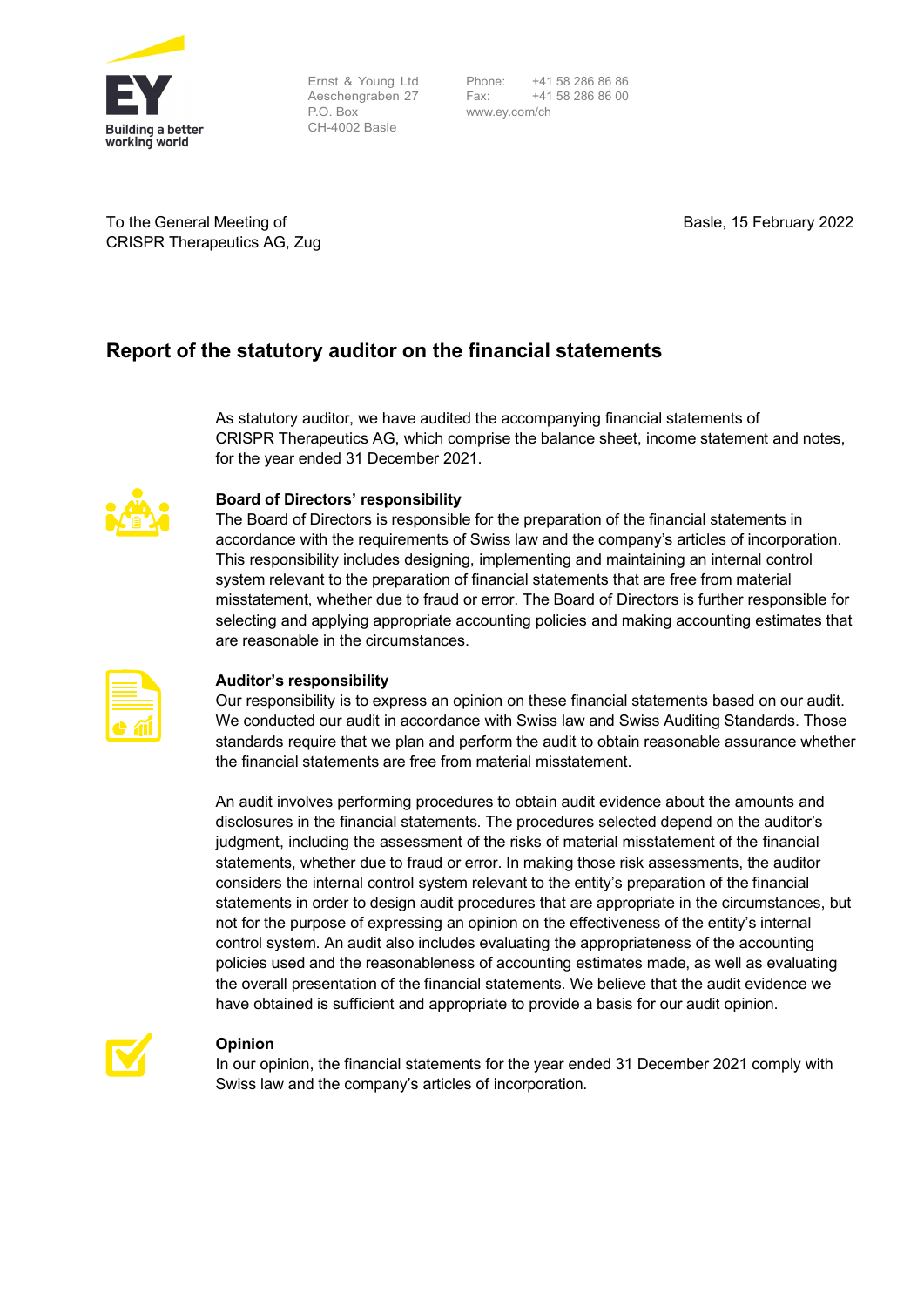Ernst & Young Ltd
Aeschengraben 27
P.O. Box
CH-4002 Basle

Phone: +41 58 286 86 86
Fax: +41 58 286 86 00
www.ey.com/ch

To the General Meeting of
CRISPR Therapeutics AG, Zug

Basle, 15 February 2022

## Report of the statutory auditor on the financial statements

As statutory auditor, we have audited the accompanying financial statements of CRISPR Therapeutics AG, which comprise the balance sheet, income statement and notes, for the year ended 31 December 2021.

**Board of Directors' responsibility**
The Board of Directors is responsible for the preparation of the financial statements in accordance with the requirements of Swiss law and the company's articles of incorporation. This responsibility includes designing, implementing and maintaining an internal control system relevant to the preparation of financial statements that are free from material misstatement, whether due to fraud or error. The Board of Directors is further responsible for selecting and applying appropriate accounting policies and making accounting estimates that are reasonable in the circumstances.

**Auditor's responsibility**
Our responsibility is to express an opinion on these financial statements based on our audit. We conducted our audit in accordance with Swiss law and Swiss Auditing Standards. Those standards require that we plan and perform the audit to obtain reasonable assurance whether the financial statements are free from material misstatement.

An audit involves performing procedures to obtain audit evidence about the amounts and disclosures in the financial statements. The procedures selected depend on the auditor's judgment, including the assessment of the risks of material misstatement of the financial statements, whether due to fraud or error. In making those risk assessments, the auditor considers the internal control system relevant to the entity's preparation of the financial statements in order to design audit procedures that are appropriate in the circumstances, but not for the purpose of expressing an opinion on the effectiveness of the entity's internal control system. An audit also includes evaluating the appropriateness of the accounting policies used and the reasonableness of accounting estimates made, as well as evaluating the overall presentation of the financial statements. We believe that the audit evidence we have obtained is sufficient and appropriate to provide a basis for our audit opinion.

**Opinion**
In our opinion, the financial statements for the year ended 31 December 2021 comply with Swiss law and the company's articles of incorporation.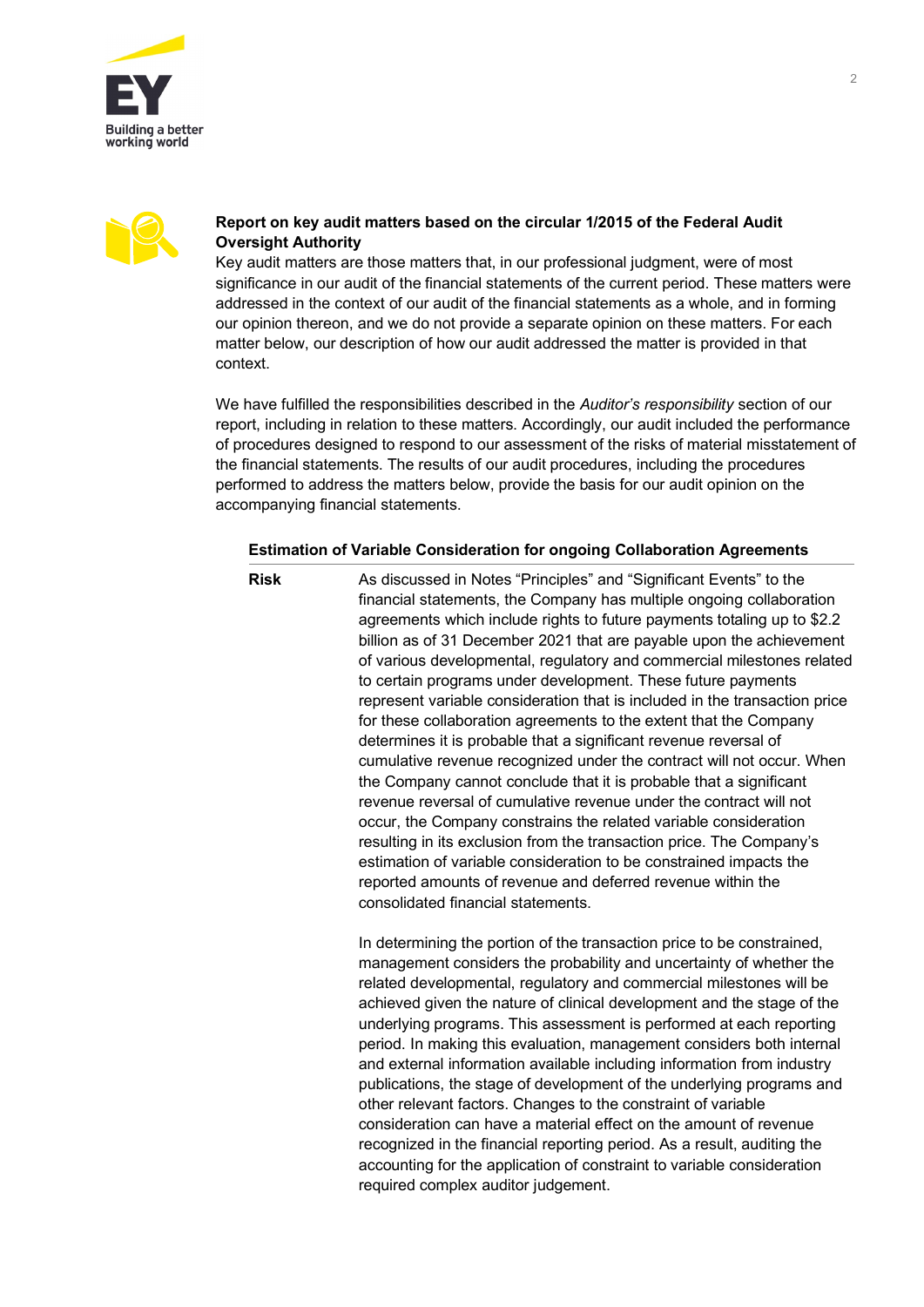### Report on key audit matters based on the circular 1/2015 of the Federal Audit Oversight Authority

Key audit matters are those matters that, in our professional judgment, were of most significance in our audit of the financial statements of the current period. These matters were addressed in the context of our audit of the financial statements as a whole, and in forming our opinion thereon, and we do not provide a separate opinion on these matters. For each matter below, our description of how our audit addressed the matter is provided in that context.

We have fulfilled the responsibilities described in the *Auditor's responsibility* section of our report, including in relation to these matters. Accordingly, our audit included the performance of procedures designed to respond to our assessment of the risks of material misstatement of the financial statements. The results of our audit procedures, including the procedures performed to address the matters below, provide the basis for our audit opinion on the accompanying financial statements.

#### Estimation of Variable Consideration for ongoing Collaboration Agreements

**Risk**

As discussed in Notes "Principles" and "Significant Events" to the financial statements, the Company has multiple ongoing collaboration agreements which include rights to future payments totaling up to $2.2 billion as of 31 December 2021 that are payable upon the achievement of various developmental, regulatory and commercial milestones related to certain programs under development. These future payments represent variable consideration that is included in the transaction price for these collaboration agreements to the extent that the Company determines it is probable that a significant revenue reversal of cumulative revenue recognized under the contract will not occur. When the Company cannot conclude that it is probable that a significant revenue reversal of cumulative revenue under the contract will not occur, the Company constrains the related variable consideration resulting in its exclusion from the transaction price. The Company's estimation of variable consideration to be constrained impacts the reported amounts of revenue and deferred revenue within the consolidated financial statements.

In determining the portion of the transaction price to be constrained, management considers the probability and uncertainty of whether the related developmental, regulatory and commercial milestones will be achieved given the nature of clinical development and the stage of the underlying programs. This assessment is performed at each reporting period. In making this evaluation, management considers both internal and external information available including information from industry publications, the stage of development of the underlying programs and other relevant factors. Changes to the constraint of variable consideration can have a material effect on the amount of revenue recognized in the financial reporting period. As a result, auditing the accounting for the application of constraint to variable consideration required complex auditor judgement.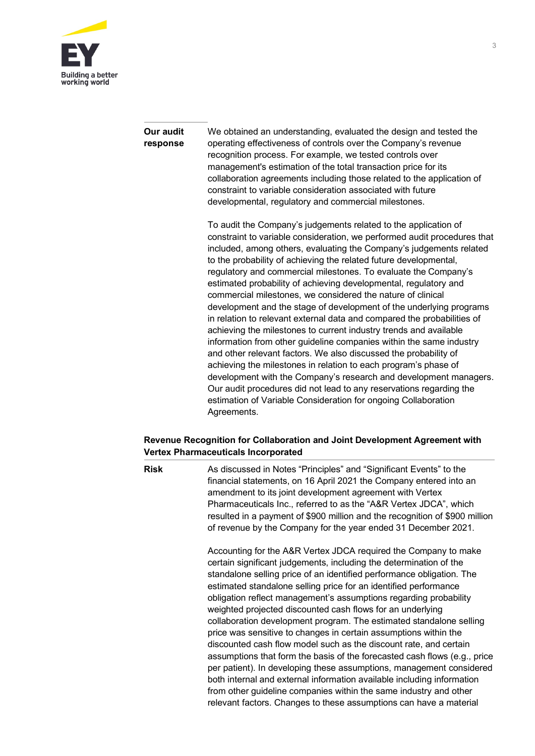| | |
|---|---|
| **Our audit response** | We obtained an understanding, evaluated the design and tested the operating effectiveness of controls over the Company's revenue recognition process. For example, we tested controls over management's estimation of the total transaction price for its collaboration agreements including those related to the application of constraint to variable consideration associated with future developmental, regulatory and commercial milestones.<br><br>To audit the Company's judgements related to the application of constraint to variable consideration, we performed audit procedures that included, among others, evaluating the Company's judgements related to the probability of achieving the related future developmental, regulatory and commercial milestones. To evaluate the Company's estimated probability of achieving developmental, regulatory and commercial milestones, we considered the nature of clinical development and the stage of development of the underlying programs in relation to relevant external data and compared the probabilities of achieving the milestones to current industry trends and available information from other guideline companies within the same industry and other relevant factors. We also discussed the probability of achieving the milestones in relation to each program's phase of development with the Company's research and development managers. Our audit procedures did not lead to any reservations regarding the estimation of Variable Consideration for ongoing Collaboration Agreements. |

**Revenue Recognition for Collaboration and Joint Development Agreement with Vertex Pharmaceuticals Incorporated**

| | |
|---|---|
| **Risk** | As discussed in Notes "Principles" and "Significant Events" to the financial statements, on 16 April 2021 the Company entered into an amendment to its joint development agreement with Vertex Pharmaceuticals Inc., referred to as the "A&R Vertex JDCA", which resulted in a payment of $900 million and the recognition of $900 million of revenue by the Company for the year ended 31 December 2021.<br><br>Accounting for the A&R Vertex JDCA required the Company to make certain significant judgements, including the determination of the standalone selling price of an identified performance obligation. The estimated standalone selling price for an identified performance obligation reflect management's assumptions regarding probability weighted projected discounted cash flows for an underlying collaboration development program. The estimated standalone selling price was sensitive to changes in certain assumptions within the discounted cash flow model such as the discount rate, and certain assumptions that form the basis of the forecasted cash flows (e.g., price per patient). In developing these assumptions, management considered both internal and external information available including information from other guideline companies within the same industry and other relevant factors. Changes to these assumptions can have a material |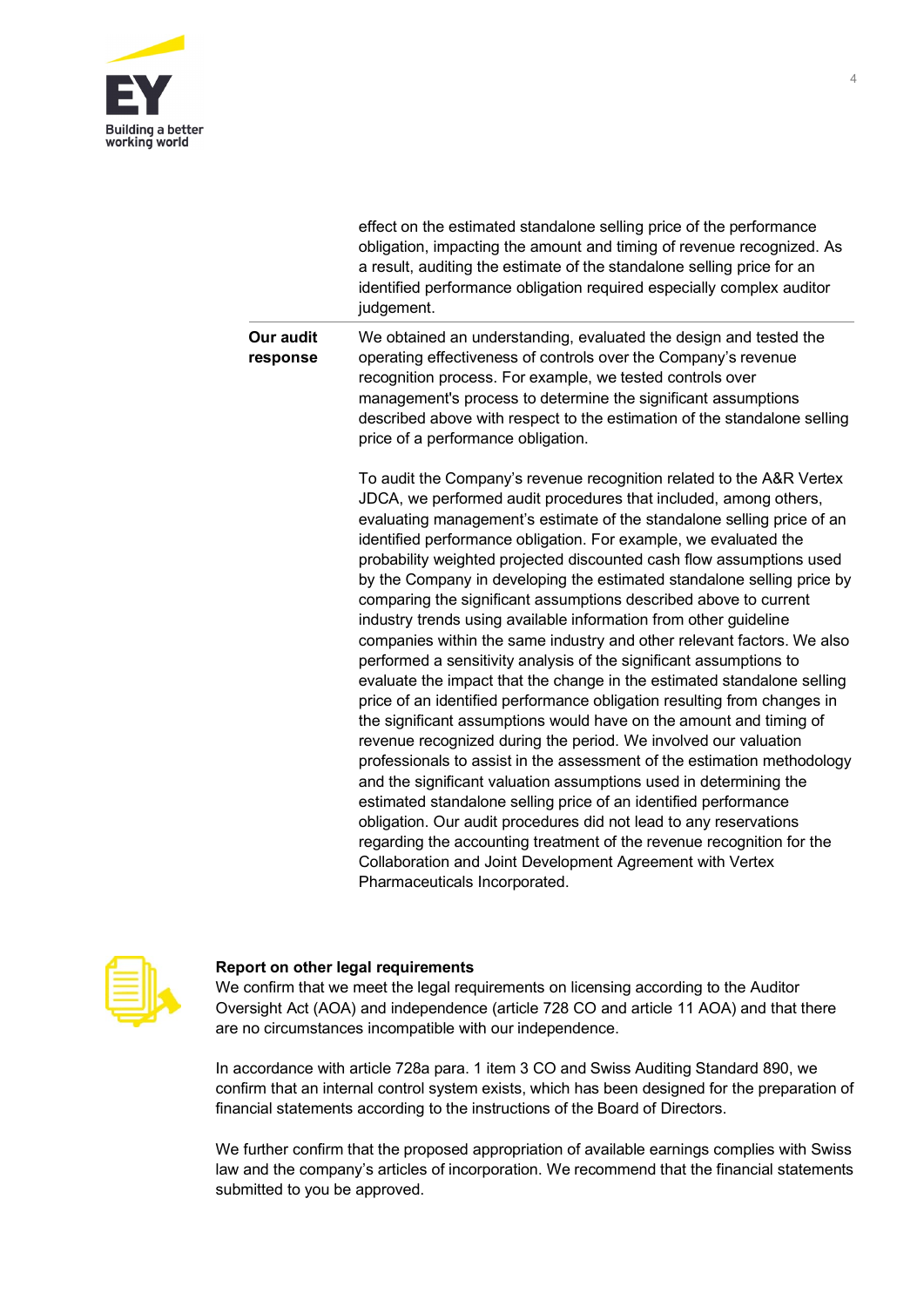effect on the estimated standalone selling price of the performance obligation, impacting the amount and timing of revenue recognized. As a result, auditing the estimate of the standalone selling price for an identified performance obligation required especially complex auditor judgement.

**Our audit response**

We obtained an understanding, evaluated the design and tested the operating effectiveness of controls over the Company's revenue recognition process. For example, we tested controls over management's process to determine the significant assumptions described above with respect to the estimation of the standalone selling price of a performance obligation.

To audit the Company's revenue recognition related to the A&R Vertex JDCA, we performed audit procedures that included, among others, evaluating management's estimate of the standalone selling price of an identified performance obligation. For example, we evaluated the probability weighted projected discounted cash flow assumptions used by the Company in developing the estimated standalone selling price by comparing the significant assumptions described above to current industry trends using available information from other guideline companies within the same industry and other relevant factors. We also performed a sensitivity analysis of the significant assumptions to evaluate the impact that the change in the estimated standalone selling price of an identified performance obligation resulting from changes in the significant assumptions would have on the amount and timing of revenue recognized during the period. We involved our valuation professionals to assist in the assessment of the estimation methodology and the significant valuation assumptions used in determining the estimated standalone selling price of an identified performance obligation. Our audit procedures did not lead to any reservations regarding the accounting treatment of the revenue recognition for the Collaboration and Joint Development Agreement with Vertex Pharmaceuticals Incorporated.

**Report on other legal requirements**

We confirm that we meet the legal requirements on licensing according to the Auditor Oversight Act (AOA) and independence (article 728 CO and article 11 AOA) and that there are no circumstances incompatible with our independence.

In accordance with article 728a para. 1 item 3 CO and Swiss Auditing Standard 890, we confirm that an internal control system exists, which has been designed for the preparation of financial statements according to the instructions of the Board of Directors.

We further confirm that the proposed appropriation of available earnings complies with Swiss law and the company's articles of incorporation. We recommend that the financial statements submitted to you be approved.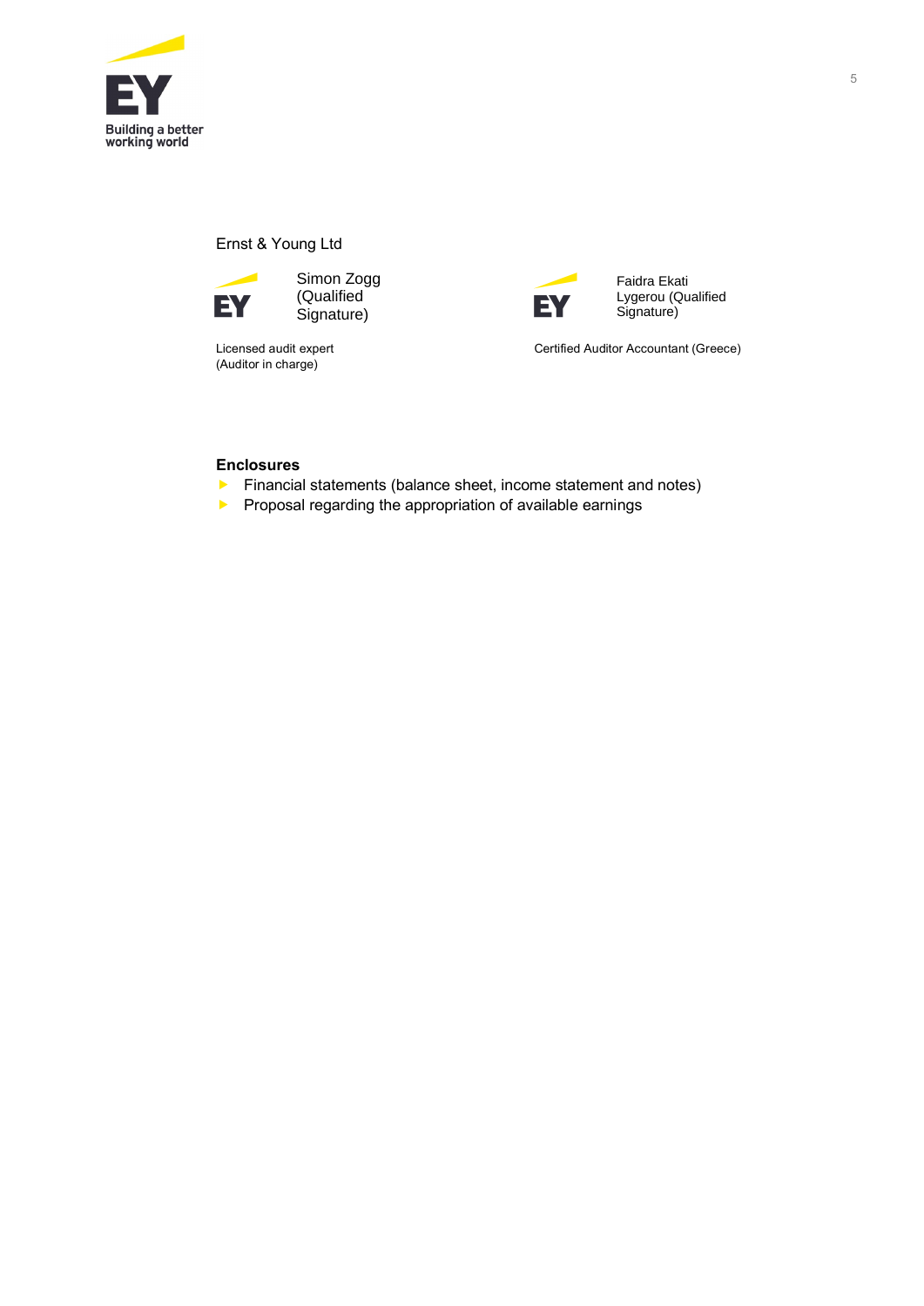Ernst & Young Ltd

| Simon Zogg (Qualified Signature) | Faidra Ekati Lygerou (Qualified Signature) |
| --- | --- |
| Licensed audit expert (Auditor in charge) | Certified Auditor Accountant (Greece) |

**Enclosures**

- Financial statements (balance sheet, income statement and notes)
- Proposal regarding the appropriation of available earnings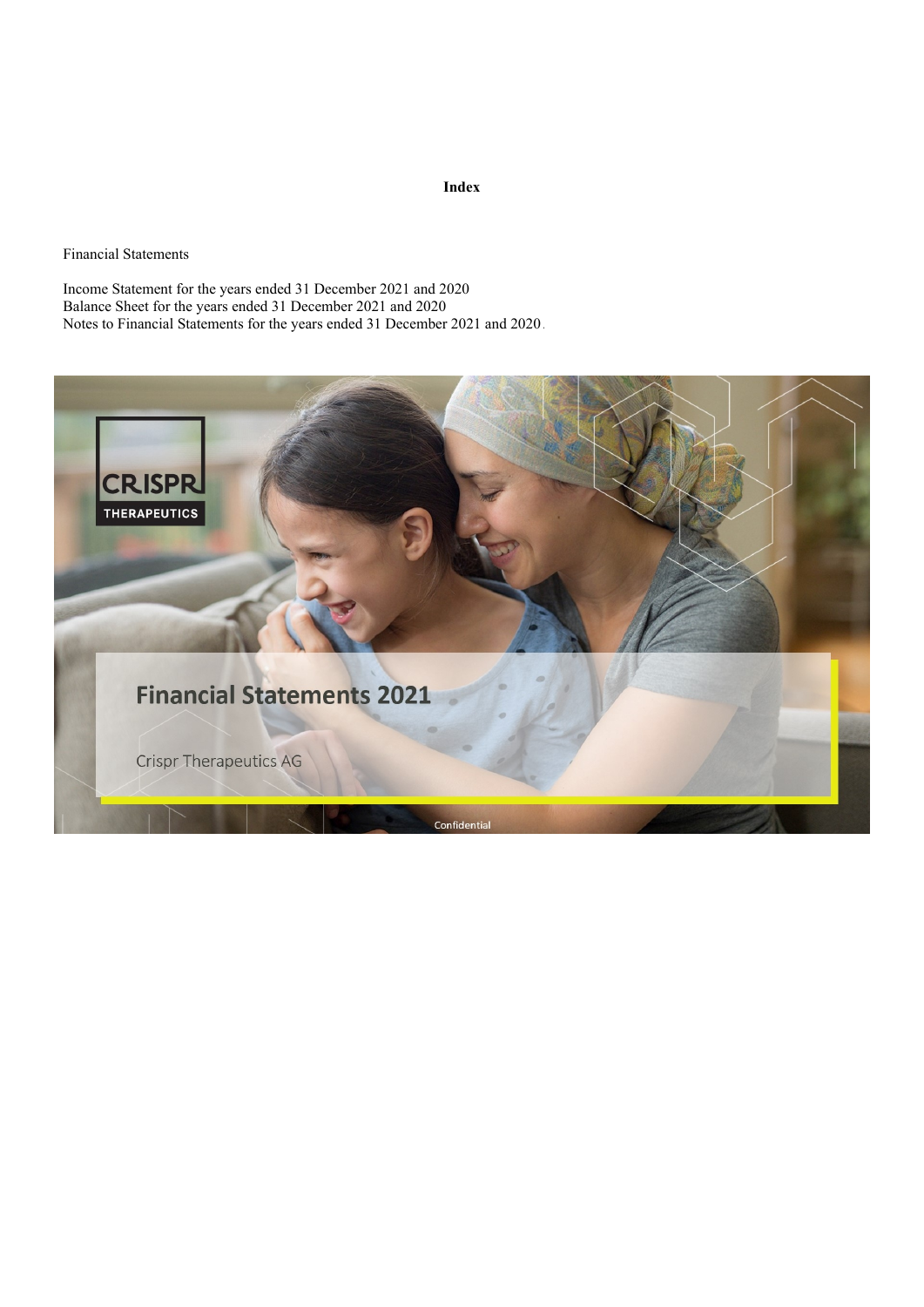**Index**

Financial Statements

Income Statement for the years ended 31 December 2021 and 2020
Balance Sheet for the years ended 31 December 2021 and 2020
Notes to Financial Statements for the years ended 31 December 2021 and 2020.

CRISPR THERAPEUTICS

# Financial Statements 2021

Crispr Therapeutics AG

Confidential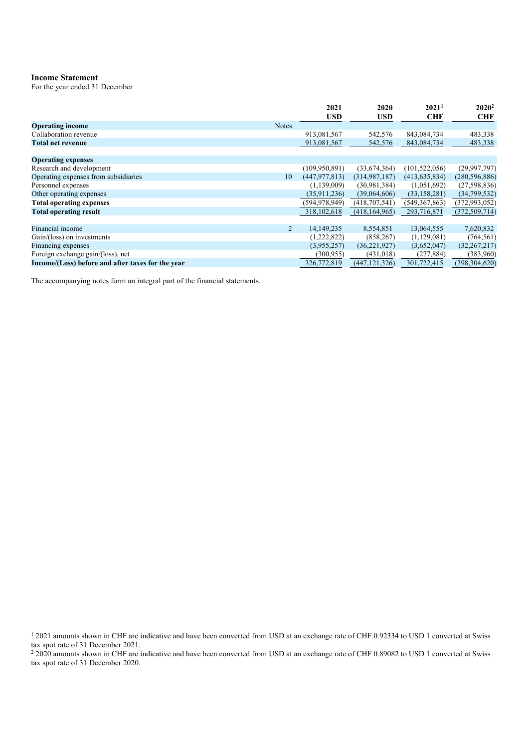**Income Statement**

For the year ended 31 December

| | Notes | 2021 USD | 2020 USD | 2021[1] CHF | 2020[2] CHF |
|---|---|---|---|---|---|
| **Operating income** | | | | | |
| Collaboration revenue | | 913,081,567 | 542,576 | 843,084,734 | 483,338 |
| **Total net revenue** | | 913,081,567 | 542,576 | 843,084,734 | 483,338 |
| | | | | | |
| **Operating expenses** | | | | | |
| Research and development | | (109,950,891) | (33,674,364) | (101,522,056) | (29,997,797) |
| Operating expenses from subsidiaries | 10 | (447,977,813) | (314,987,187) | (413,635,834) | (280,596,886) |
| Personnel expenses | | (1,139,009) | (30,981,384) | (1,051,692) | (27,598,836) |
| Other operating expenses | | (35,911,236) | (39,064,606) | (33,158,281) | (34,799,532) |
| **Total operating expenses** | | (594,978,949) | (418,707,541) | (549,367,863) | (372,993,052) |
| **Total operating result** | | 318,102,618 | (418,164,965) | 293,716,871 | (372,509,714) |
| | | | | | |
| Financial income | 2 | 14,149,235 | 8,554,851 | 13,064,555 | 7,620,832 |
| Gain/(loss) on investments | | (1,222,822) | (858,267) | (1,129,081) | (764,561) |
| Financing expenses | | (3,955,257) | (36,221,927) | (3,652,047) | (32,267,217) |
| Foreign exchange gain/(loss), net | | (300,955) | (431,018) | (277,884) | (383,960) |
| **Income/(Loss) before and after taxes for the year** | | 326,772,819 | (447,121,326) | 301,722,415 | (398,304,620) |

The accompanying notes form an integral part of the financial statements.

[1] 2021 amounts shown in CHF are indicative and have been converted from USD at an exchange rate of CHF 0.92334 to USD 1 converted at Swiss tax spot rate of 31 December 2021.

[2] 2020 amounts shown in CHF are indicative and have been converted from USD at an exchange rate of CHF 0.89082 to USD 1 converted at Swiss tax spot rate of 31 December 2020.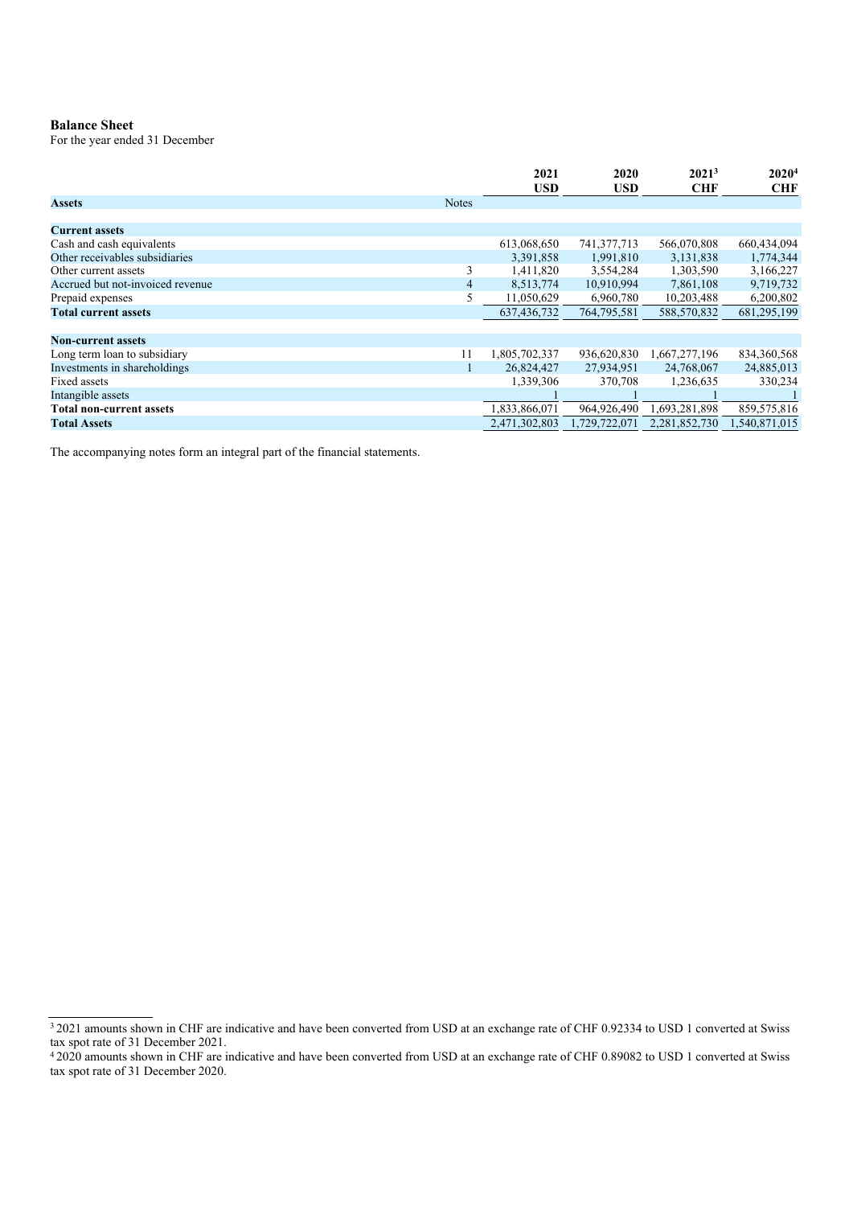**Balance Sheet**
For the year ended 31 December

| | | 2021 USD | 2020 USD | 2021[3] CHF | 2020[4] CHF |
|---|---|---|---|---|---|
| **Assets** | Notes | | | | |
| **Current assets** | | | | | |
| Cash and cash equivalents | | 613,068,650 | 741,377,713 | 566,070,808 | 660,434,094 |
| Other receivables subsidiaries | | 3,391,858 | 1,991,810 | 3,131,838 | 1,774,344 |
| Other current assets | 3 | 1,411,820 | 3,554,284 | 1,303,590 | 3,166,227 |
| Accrued but not-invoiced revenue | 4 | 8,513,774 | 10,910,994 | 7,861,108 | 9,719,732 |
| Prepaid expenses | 5 | 11,050,629 | 6,960,780 | 10,203,488 | 6,200,802 |
| **Total current assets** | | 637,436,732 | 764,795,581 | 588,570,832 | 681,295,199 |
| **Non-current assets** | | | | | |
| Long term loan to subsidiary | 11 | 1,805,702,337 | 936,620,830 | 1,667,277,196 | 834,360,568 |
| Investments in shareholdings | 1 | 26,824,427 | 27,934,951 | 24,768,067 | 24,885,013 |
| Fixed assets | | 1,339,306 | 370,708 | 1,236,635 | 330,234 |
| Intangible assets | | 1 | 1 | 1 | 1 |
| **Total non-current assets** | | 1,833,866,071 | 964,926,490 | 1,693,281,898 | 859,575,816 |
| **Total Assets** | | 2,471,302,803 | 1,729,722,071 | 2,281,852,730 | 1,540,871,015 |

The accompanying notes form an integral part of the financial statements.

[3] 2021 amounts shown in CHF are indicative and have been converted from USD at an exchange rate of CHF 0.92334 to USD 1 converted at Swiss tax spot rate of 31 December 2021.

[4] 2020 amounts shown in CHF are indicative and have been converted from USD at an exchange rate of CHF 0.89082 to USD 1 converted at Swiss tax spot rate of 31 December 2020.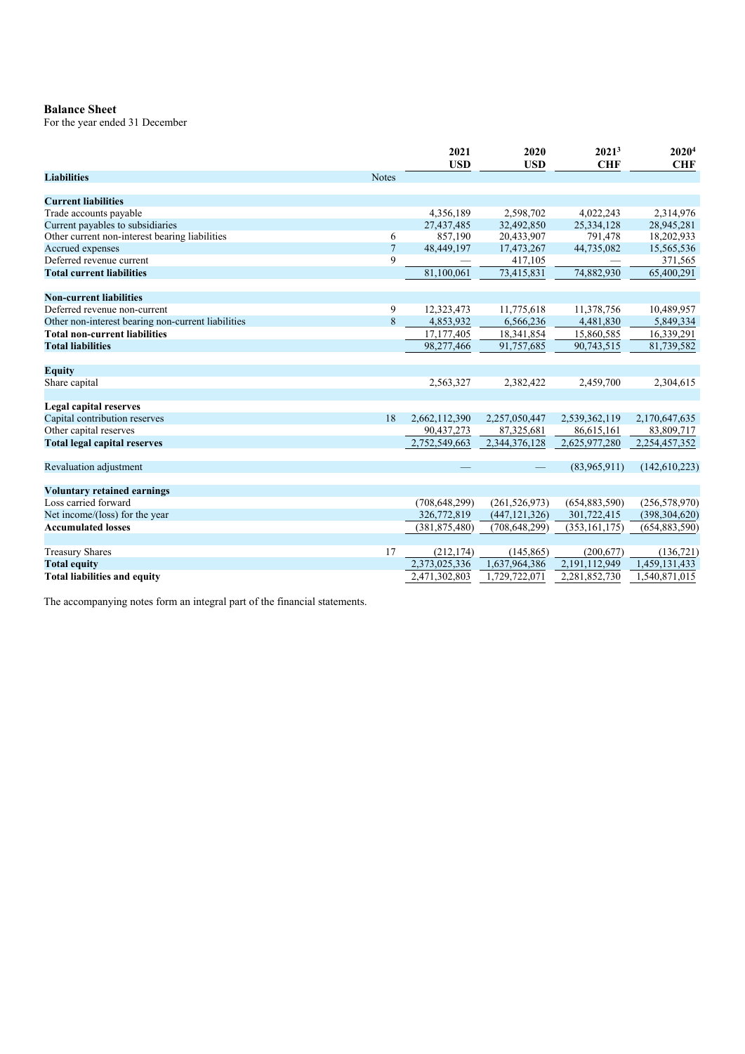**Balance Sheet**
For the year ended 31 December

| | | 2021 USD | 2020 USD | 2021[3] CHF | 2020[4] CHF |
|---|---|---|---|---|---|
| **Liabilities** | Notes | | | | |
| | | | | | |
| **Current liabilities** | | | | | |
| Trade accounts payable | | 4,356,189 | 2,598,702 | 4,022,243 | 2,314,976 |
| Current payables to subsidiaries | | 27,437,485 | 32,492,850 | 25,334,128 | 28,945,281 |
| Other current non-interest bearing liabilities | 6 | 857,190 | 20,433,907 | 791,478 | 18,202,933 |
| Accrued expenses | 7 | 48,449,197 | 17,473,267 | 44,735,082 | 15,565,536 |
| Deferred revenue current | 9 | — | 417,105 | — | 371,565 |
| **Total current liabilities** | | 81,100,061 | 73,415,831 | 74,882,930 | 65,400,291 |
| | | | | | |
| **Non-current liabilities** | | | | | |
| Deferred revenue non-current | 9 | 12,323,473 | 11,775,618 | 11,378,756 | 10,489,957 |
| Other non-interest bearing non-current liabilities | 8 | 4,853,932 | 6,566,236 | 4,481,830 | 5,849,334 |
| **Total non-current liabilities** | | 17,177,405 | 18,341,854 | 15,860,585 | 16,339,291 |
| **Total liabilities** | | 98,277,466 | 91,757,685 | 90,743,515 | 81,739,582 |
| | | | | | |
| **Equity** | | | | | |
| Share capital | | 2,563,327 | 2,382,422 | 2,459,700 | 2,304,615 |
| | | | | | |
| **Legal capital reserves** | | | | | |
| Capital contribution reserves | 18 | 2,662,112,390 | 2,257,050,447 | 2,539,362,119 | 2,170,647,635 |
| Other capital reserves | | 90,437,273 | 87,325,681 | 86,615,161 | 83,809,717 |
| **Total legal capital reserves** | | 2,752,549,663 | 2,344,376,128 | 2,625,977,280 | 2,254,457,352 |
| | | | | | |
| Revaluation adjustment | | — | — | (83,965,911) | (142,610,223) |
| | | | | | |
| **Voluntary retained earnings** | | | | | |
| Loss carried forward | | (708,648,299) | (261,526,973) | (654,883,590) | (256,578,970) |
| Net income/(loss) for the year | | 326,772,819 | (447,121,326) | 301,722,415 | (398,304,620) |
| **Accumulated losses** | | (381,875,480) | (708,648,299) | (353,161,175) | (654,883,590) |
| | | | | | |
| Treasury Shares | 17 | (212,174) | (145,865) | (200,677) | (136,721) |
| **Total equity** | | 2,373,025,336 | 1,637,964,386 | 2,191,112,949 | 1,459,131,433 |
| **Total liabilities and equity** | | 2,471,302,803 | 1,729,722,071 | 2,281,852,730 | 1,540,871,015 |

The accompanying notes form an integral part of the financial statements.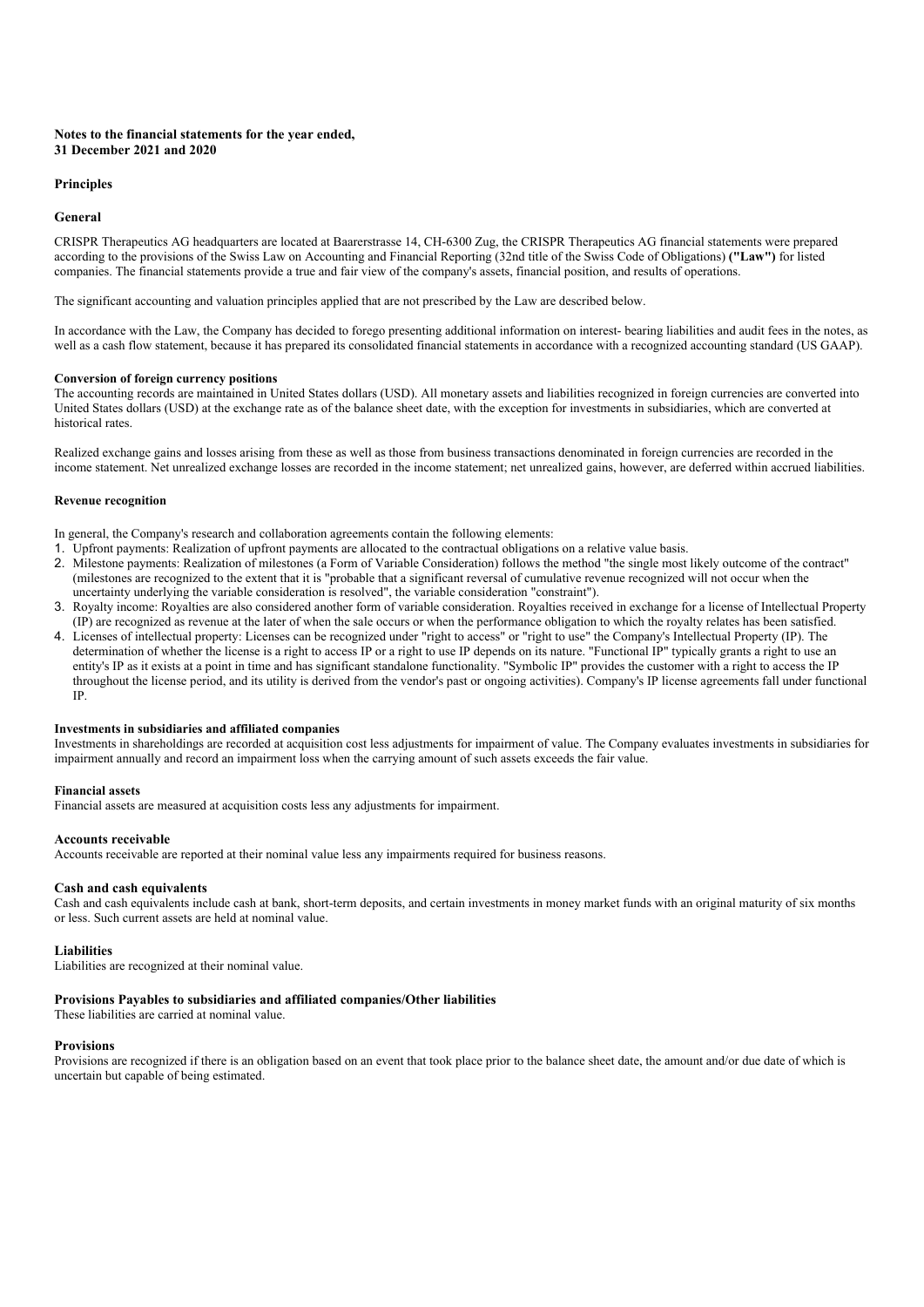**Notes to the financial statements for the year ended, 31 December 2021 and 2020**

## Principles

### General

CRISPR Therapeutics AG headquarters are located at Baarerstrasse 14, CH-6300 Zug, the CRISPR Therapeutics AG financial statements were prepared according to the provisions of the Swiss Law on Accounting and Financial Reporting (32nd title of the Swiss Code of Obligations) **("Law")** for listed companies. The financial statements provide a true and fair view of the company's assets, financial position, and results of operations.

The significant accounting and valuation principles applied that are not prescribed by the Law are described below.

In accordance with the Law, the Company has decided to forego presenting additional information on interest- bearing liabilities and audit fees in the notes, as well as a cash flow statement, because it has prepared its consolidated financial statements in accordance with a recognized accounting standard (US GAAP).

#### Conversion of foreign currency positions

The accounting records are maintained in United States dollars (USD). All monetary assets and liabilities recognized in foreign currencies are converted into United States dollars (USD) at the exchange rate as of the balance sheet date, with the exception for investments in subsidiaries, which are converted at historical rates.

Realized exchange gains and losses arising from these as well as those from business transactions denominated in foreign currencies are recorded in the income statement. Net unrealized exchange losses are recorded in the income statement; net unrealized gains, however, are deferred within accrued liabilities.

#### Revenue recognition

In general, the Company's research and collaboration agreements contain the following elements:

1. Upfront payments: Realization of upfront payments are allocated to the contractual obligations on a relative value basis.
2. Milestone payments: Realization of milestones (a Form of Variable Consideration) follows the method "the single most likely outcome of the contract" (milestones are recognized to the extent that it is "probable that a significant reversal of cumulative revenue recognized will not occur when the uncertainty underlying the variable consideration is resolved", the variable consideration "constraint").
3. Royalty income: Royalties are also considered another form of variable consideration. Royalties received in exchange for a license of Intellectual Property (IP) are recognized as revenue at the later of when the sale occurs or when the performance obligation to which the royalty relates has been satisfied.
4. Licenses of intellectual property: Licenses can be recognized under "right to access" or "right to use" the Company's Intellectual Property (IP). The determination of whether the license is a right to access IP or a right to use IP depends on its nature. "Functional IP" typically grants a right to use an entity's IP as it exists at a point in time and has significant standalone functionality. "Symbolic IP" provides the customer with a right to access the IP throughout the license period, and its utility is derived from the vendor's past or ongoing activities). Company's IP license agreements fall under functional IP.

#### Investments in subsidiaries and affiliated companies

Investments in shareholdings are recorded at acquisition cost less adjustments for impairment of value. The Company evaluates investments in subsidiaries for impairment annually and record an impairment loss when the carrying amount of such assets exceeds the fair value.

#### Financial assets

Financial assets are measured at acquisition costs less any adjustments for impairment.

#### Accounts receivable

Accounts receivable are reported at their nominal value less any impairments required for business reasons.

#### Cash and cash equivalents

Cash and cash equivalents include cash at bank, short-term deposits, and certain investments in money market funds with an original maturity of six months or less. Such current assets are held at nominal value.

#### Liabilities

Liabilities are recognized at their nominal value.

#### Provisions Payables to subsidiaries and affiliated companies/Other liabilities

These liabilities are carried at nominal value.

#### Provisions

Provisions are recognized if there is an obligation based on an event that took place prior to the balance sheet date, the amount and/or due date of which is uncertain but capable of being estimated.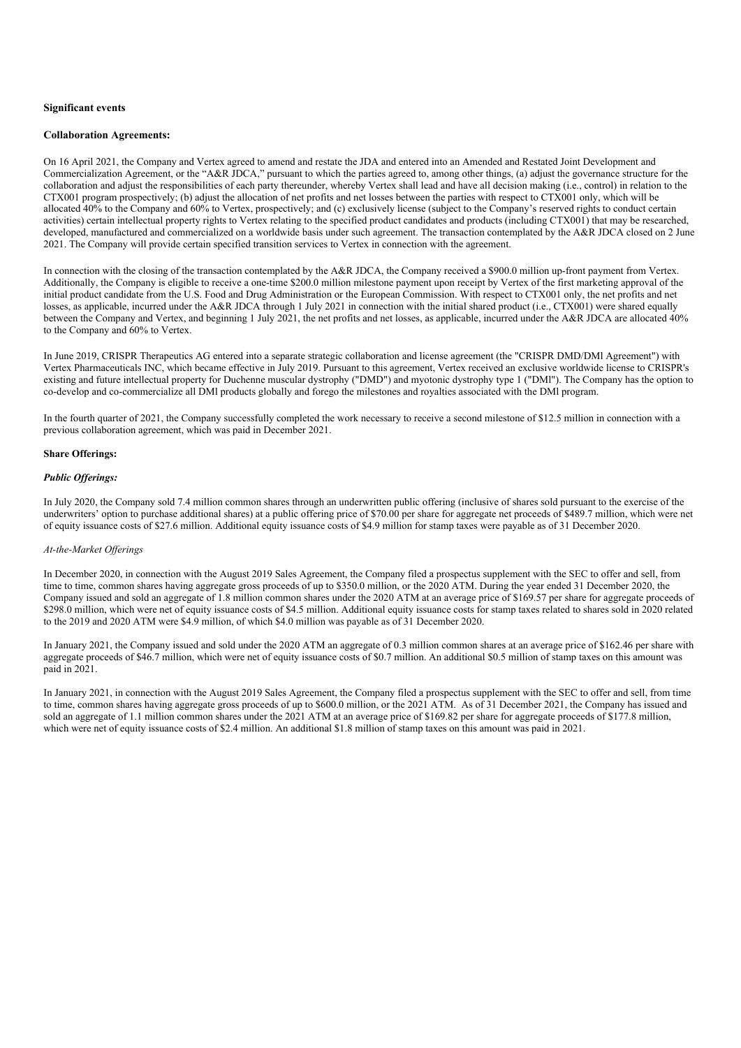**Significant events**

**Collaboration Agreements:**

On 16 April 2021, the Company and Vertex agreed to amend and restate the JDA and entered into an Amended and Restated Joint Development and Commercialization Agreement, or the "A&R JDCA," pursuant to which the parties agreed to, among other things, (a) adjust the governance structure for the collaboration and adjust the responsibilities of each party thereunder, whereby Vertex shall lead and have all decision making (i.e., control) in relation to the CTX001 program prospectively; (b) adjust the allocation of net profits and net losses between the parties with respect to CTX001 only, which will be allocated 40% to the Company and 60% to Vertex, prospectively; and (c) exclusively license (subject to the Company's reserved rights to conduct certain activities) certain intellectual property rights to Vertex relating to the specified product candidates and products (including CTX001) that may be researched, developed, manufactured and commercialized on a worldwide basis under such agreement. The transaction contemplated by the A&R JDCA closed on 2 June 2021. The Company will provide certain specified transition services to Vertex in connection with the agreement.

In connection with the closing of the transaction contemplated by the A&R JDCA, the Company received a $900.0 million up-front payment from Vertex. Additionally, the Company is eligible to receive a one-time $200.0 million milestone payment upon receipt by Vertex of the first marketing approval of the initial product candidate from the U.S. Food and Drug Administration or the European Commission. With respect to CTX001 only, the net profits and net losses, as applicable, incurred under the A&R JDCA through 1 July 2021 in connection with the initial shared product (i.e., CTX001) were shared equally between the Company and Vertex, and beginning 1 July 2021, the net profits and net losses, as applicable, incurred under the A&R JDCA are allocated 40% to the Company and 60% to Vertex.

In June 2019, CRISPR Therapeutics AG entered into a separate strategic collaboration and license agreement (the "CRISPR DMD/DMl Agreement") with Vertex Pharmaceuticals INC, which became effective in July 2019. Pursuant to this agreement, Vertex received an exclusive worldwide license to CRISPR's existing and future intellectual property for Duchenne muscular dystrophy ("DMD") and myotonic dystrophy type 1 ("DMl"). The Company has the option to co-develop and co-commercialize all DMl products globally and forego the milestones and royalties associated with the DMl program.

In the fourth quarter of 2021, the Company successfully completed the work necessary to receive a second milestone of $12.5 million in connection with a previous collaboration agreement, which was paid in December 2021.

**Share Offerings:**

***Public Offerings:***

In July 2020, the Company sold 7.4 million common shares through an underwritten public offering (inclusive of shares sold pursuant to the exercise of the underwriters' option to purchase additional shares) at a public offering price of $70.00 per share for aggregate net proceeds of $489.7 million, which were net of equity issuance costs of $27.6 million. Additional equity issuance costs of $4.9 million for stamp taxes were payable as of 31 December 2020.

*At-the-Market Offerings*

In December 2020, in connection with the August 2019 Sales Agreement, the Company filed a prospectus supplement with the SEC to offer and sell, from time to time, common shares having aggregate gross proceeds of up to $350.0 million, or the 2020 ATM. During the year ended 31 December 2020, the Company issued and sold an aggregate of 1.8 million common shares under the 2020 ATM at an average price of $169.57 per share for aggregate proceeds of $298.0 million, which were net of equity issuance costs of $4.5 million. Additional equity issuance costs for stamp taxes related to shares sold in 2020 related to the 2019 and 2020 ATM were $4.9 million, of which $4.0 million was payable as of 31 December 2020.

In January 2021, the Company issued and sold under the 2020 ATM an aggregate of 0.3 million common shares at an average price of $162.46 per share with aggregate proceeds of $46.7 million, which were net of equity issuance costs of $0.7 million. An additional $0.5 million of stamp taxes on this amount was paid in 2021.

In January 2021, in connection with the August 2019 Sales Agreement, the Company filed a prospectus supplement with the SEC to offer and sell, from time to time, common shares having aggregate gross proceeds of up to $600.0 million, or the 2021 ATM. As of 31 December 2021, the Company has issued and sold an aggregate of 1.1 million common shares under the 2021 ATM at an average price of $169.82 per share for aggregate proceeds of $177.8 million, which were net of equity issuance costs of $2.4 million. An additional $1.8 million of stamp taxes on this amount was paid in 2021.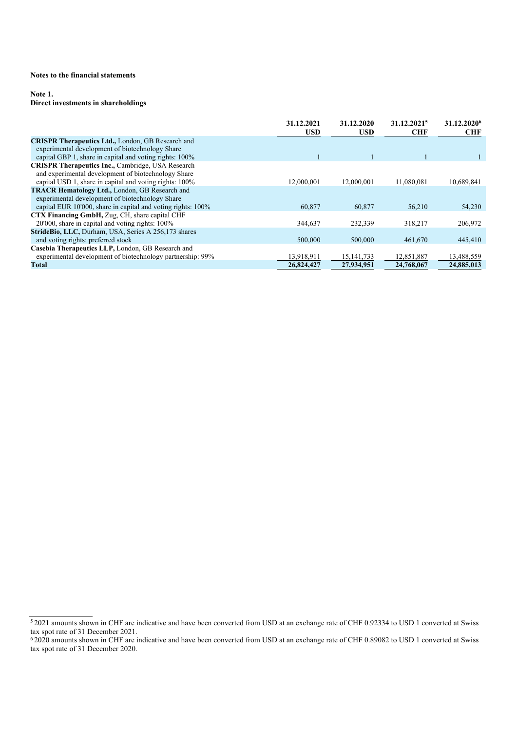**Notes to the financial statements**

**Note 1.**
**Direct investments in shareholdings**

| | 31.12.2021 USD | 31.12.2020 USD | 31.12.2021[5] CHF | 31.12.2020[6] CHF |
|---|---|---|---|---|
| **CRISPR Therapeutics Ltd.,** London, GB Research and experimental development of biotechnology Share capital GBP 1, share in capital and voting rights: 100% | 1 | 1 | 1 | 1 |
| **CRISPR Therapeutics Inc.,** Cambridge, USA Research and experimental development of biotechnology Share capital USD 1, share in capital and voting rights: 100% | 12,000,001 | 12,000,001 | 11,080,081 | 10,689,841 |
| **TRACR Hematology Ltd.,** London, GB Research and experimental development of biotechnology Share capital EUR 10'000, share in capital and voting rights: 100% | 60,877 | 60,877 | 56,210 | 54,230 |
| **CTX Financing GmbH,** Zug, CH, share capital CHF 20'000, share in capital and voting rights: 100% | 344,637 | 232,339 | 318,217 | 206,972 |
| **StrideBio, LLC,** Durham, USA, Series A 256,173 shares and voting rights: preferred stock | 500,000 | 500,000 | 461,670 | 445,410 |
| **Casebia Therapeutics LLP,** London, GB Research and experimental development of biotechnology partnership: 99% | 13,918,911 | 15,141,733 | 12,851,887 | 13,488,559 |
| **Total** | **26,824,427** | **27,934,951** | **24,768,067** | **24,885,013** |

[5] 2021 amounts shown in CHF are indicative and have been converted from USD at an exchange rate of CHF 0.92334 to USD 1 converted at Swiss tax spot rate of 31 December 2021.

[6] 2020 amounts shown in CHF are indicative and have been converted from USD at an exchange rate of CHF 0.89082 to USD 1 converted at Swiss tax spot rate of 31 December 2020.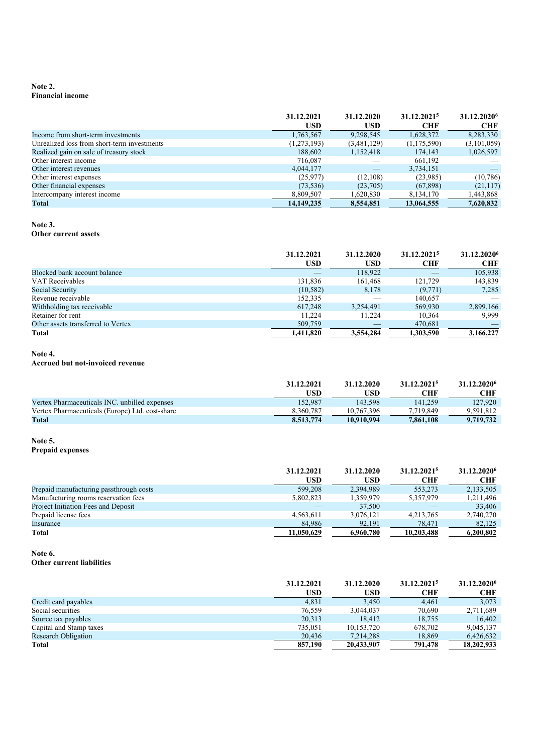**Note 2.**
**Financial income**

| | 31.12.2021 USD | 31.12.2020 USD | 31.12.2021[5] CHF | 31.12.2020[6] CHF |
|---|---|---|---|---|
| Income from short-term investments | 1,763,567 | 9,298,545 | 1,628,372 | 8,283,330 |
| Unrealized loss from short-term investments | (1,273,193) | (3,481,129) | (1,175,590) | (3,101,059) |
| Realized gain on sale of treasury stock | 188,602 | 1,152,418 | 174,143 | 1,026,597 |
| Other interest income | 716,087 | — | 661,192 | — |
| Other interest revenues | 4,044,177 | — | 3,734,151 | — |
| Other interest expenses | (25,977) | (12,108) | (23,985) | (10,786) |
| Other financial expenses | (73,536) | (23,705) | (67,898) | (21,117) |
| Intercompany interest income | 8,809,507 | 1,620,830 | 8,134,170 | 1,443,868 |
| **Total** | **14,149,235** | **8,554,851** | **13,064,555** | **7,620,832** |

**Note 3.**
**Other current assets**

| | 31.12.2021 USD | 31.12.2020 USD | 31.12.2021[5] CHF | 31.12.2020[6] CHF |
|---|---|---|---|---|
| Blocked bank account balance | — | 118,922 | — | 105,938 |
| VAT Receivables | 131,836 | 161,468 | 121,729 | 143,839 |
| Social Security | (10,582) | 8,178 | (9,771) | 7,285 |
| Revenue receivable | 152,335 | — | 140,657 | — |
| Withholding tax receivable | 617,248 | 3,254,491 | 569,930 | 2,899,166 |
| Retainer for rent | 11,224 | 11,224 | 10,364 | 9,999 |
| Other assets transferred to Vertex | 509,759 | — | 470,681 | — |
| **Total** | **1,411,820** | **3,554,284** | **1,303,590** | **3,166,227** |

**Note 4.**
**Accrued but not-invoiced revenue**

| | 31.12.2021 USD | 31.12.2020 USD | 31.12.2021[5] CHF | 31.12.2020[6] CHF |
|---|---|---|---|---|
| Vertex Pharmaceuticals INC. unbilled expenses | 152,987 | 143,598 | 141,259 | 127,920 |
| Vertex Pharmaceuticals (Europe) Ltd. cost-share | 8,360,787 | 10,767,396 | 7,719,849 | 9,591,812 |
| **Total** | **8,513,774** | **10,910,994** | **7,861,108** | **9,719,732** |

**Note 5.**
**Prepaid expenses**

| | 31.12.2021 USD | 31.12.2020 USD | 31.12.2021[5] CHF | 31.12.2020[6] CHF |
|---|---|---|---|---|
| Prepaid manufacturing passthrough costs | 599,208 | 2,394,989 | 553,273 | 2,133,505 |
| Manufacturing rooms reservation fees | 5,802,823 | 1,359,979 | 5,357,979 | 1,211,496 |
| Project Initiation Fees and Deposit | — | 37,500 | — | 33,406 |
| Prepaid license fees | 4,563,611 | 3,076,121 | 4,213,765 | 2,740,270 |
| Insurance | 84,986 | 92,191 | 78,471 | 82,125 |
| **Total** | **11,050,629** | **6,960,780** | **10,203,488** | **6,200,802** |

**Note 6.**
**Other current liabilities**

| | 31.12.2021 USD | 31.12.2020 USD | 31.12.2021[5] CHF | 31.12.2020[6] CHF |
|---|---|---|---|---|
| Credit card payables | 4,831 | 3,450 | 4,461 | 3,073 |
| Social securities | 76,559 | 3,044,037 | 70,690 | 2,711,689 |
| Source tax payables | 20,313 | 18,412 | 18,755 | 16,402 |
| Capital and Stamp taxes | 735,051 | 10,153,720 | 678,702 | 9,045,137 |
| Research Obligation | 20,436 | 7,214,288 | 18,869 | 6,426,632 |
| **Total** | **857,190** | **20,433,907** | **791,478** | **18,202,933** |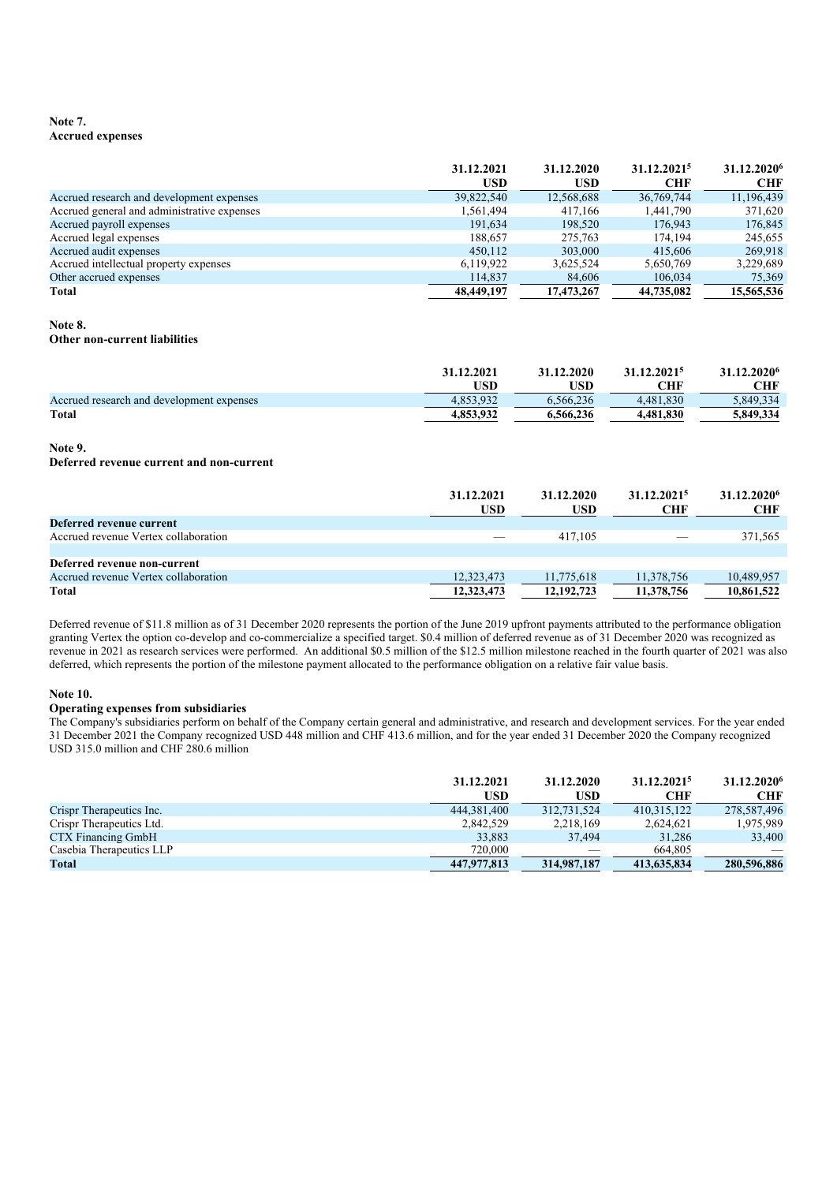**Note 7.**
**Accrued expenses**

| | 31.12.2021 USD | 31.12.2020 USD | 31.12.2021[5] CHF | 31.12.2020[6] CHF |
|---|---|---|---|---|
| Accrued research and development expenses | 39,822,540 | 12,568,688 | 36,769,744 | 11,196,439 |
| Accrued general and administrative expenses | 1,561,494 | 417,166 | 1,441,790 | 371,620 |
| Accrued payroll expenses | 191,634 | 198,520 | 176,943 | 176,845 |
| Accrued legal expenses | 188,657 | 275,763 | 174,194 | 245,655 |
| Accrued audit expenses | 450,112 | 303,000 | 415,606 | 269,918 |
| Accrued intellectual property expenses | 6,119,922 | 3,625,524 | 5,650,769 | 3,229,689 |
| Other accrued expenses | 114,837 | 84,606 | 106,034 | 75,369 |
| **Total** | **48,449,197** | **17,473,267** | **44,735,082** | **15,565,536** |

**Note 8.**
**Other non-current liabilities**

| | 31.12.2021 USD | 31.12.2020 USD | 31.12.2021[5] CHF | 31.12.2020[6] CHF |
|---|---|---|---|---|
| Accrued research and development expenses | 4,853,932 | 6,566,236 | 4,481,830 | 5,849,334 |
| **Total** | **4,853,932** | **6,566,236** | **4,481,830** | **5,849,334** |

**Note 9.**
**Deferred revenue current and non-current**

| | 31.12.2021 USD | 31.12.2020 USD | 31.12.2021[5] CHF | 31.12.2020[6] CHF |
|---|---|---|---|---|
| **Deferred revenue current** | | | | |
| Accrued revenue Vertex collaboration | — | 417,105 | — | 371,565 |
| | | | | |
| **Deferred revenue non-current** | | | | |
| Accrued revenue Vertex collaboration | 12,323,473 | 11,775,618 | 11,378,756 | 10,489,957 |
| **Total** | **12,323,473** | **12,192,723** | **11,378,756** | **10,861,522** |

Deferred revenue of $11.8 million as of 31 December 2020 represents the portion of the June 2019 upfront payments attributed to the performance obligation granting Vertex the option co-develop and co-commercialize a specified target. $0.4 million of deferred revenue as of 31 December 2020 was recognized as revenue in 2021 as research services were performed. An additional $0.5 million of the $12.5 million milestone reached in the fourth quarter of 2021 was also deferred, which represents the portion of the milestone payment allocated to the performance obligation on a relative fair value basis.

**Note 10.**
**Operating expenses from subsidiaries**
The Company's subsidiaries perform on behalf of the Company certain general and administrative, and research and development services. For the year ended 31 December 2021 the Company recognized USD 448 million and CHF 413.6 million, and for the year ended 31 December 2020 the Company recognized USD 315.0 million and CHF 280.6 million

| | 31.12.2021 USD | 31.12.2020 USD | 31.12.2021[5] CHF | 31.12.2020[6] CHF |
|---|---|---|---|---|
| Crispr Therapeutics Inc. | 444,381,400 | 312,731,524 | 410,315,122 | 278,587,496 |
| Crispr Therapeutics Ltd. | 2,842,529 | 2,218,169 | 2,624,621 | 1,975,989 |
| CTX Financing GmbH | 33,883 | 37,494 | 31,286 | 33,400 |
| Casebia Therapeutics LLP | 720,000 | — | 664,805 | — |
| **Total** | **447,977,813** | **314,987,187** | **413,635,834** | **280,596,886** |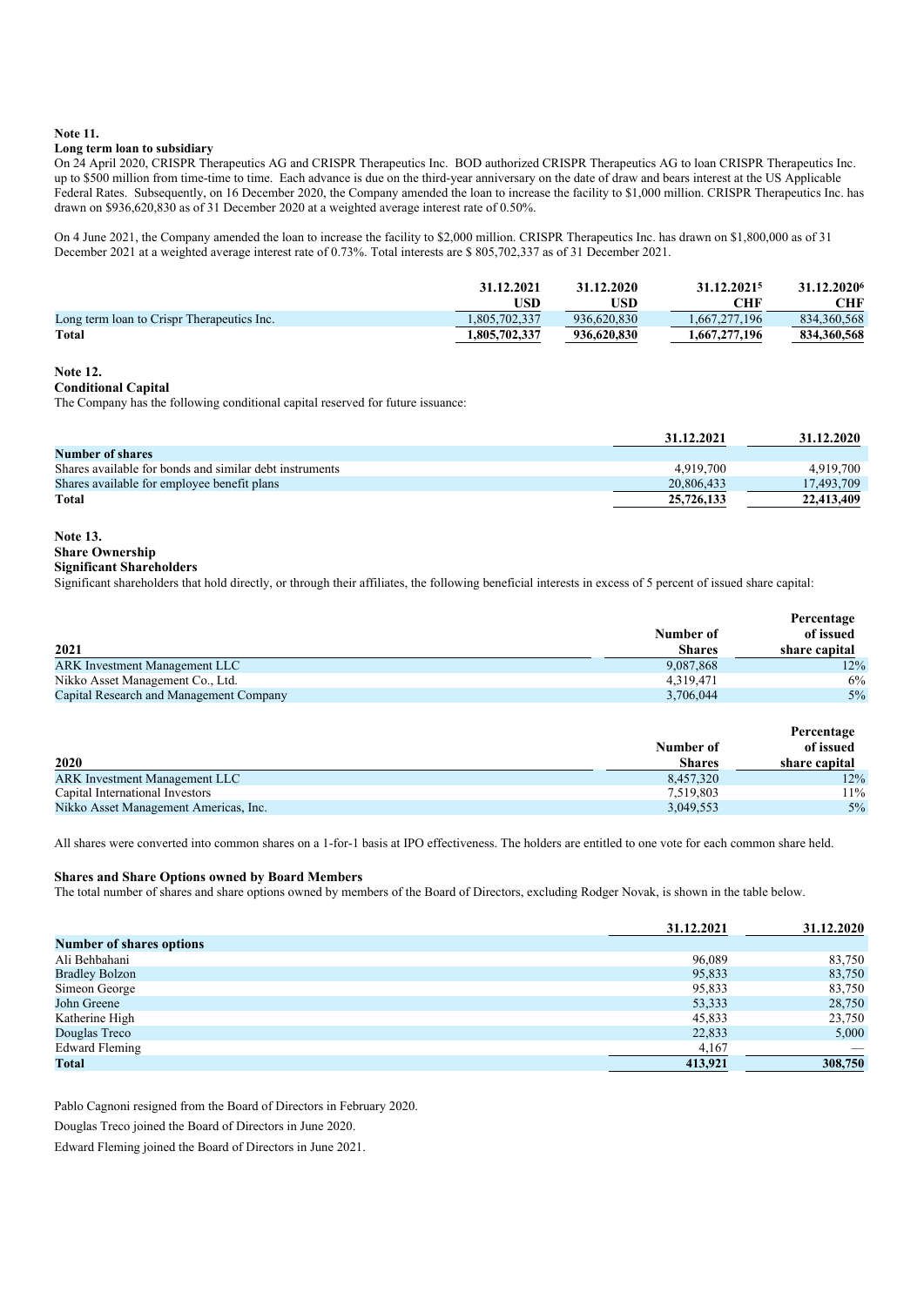**Note 11.**

**Long term loan to subsidiary**

On 24 April 2020, CRISPR Therapeutics AG and CRISPR Therapeutics Inc. BOD authorized CRISPR Therapeutics AG to loan CRISPR Therapeutics Inc. up to $500 million from time-time to time. Each advance is due on the third-year anniversary on the date of draw and bears interest at the US Applicable Federal Rates. Subsequently, on 16 December 2020, the Company amended the loan to increase the facility to $1,000 million. CRISPR Therapeutics Inc. has drawn on $936,620,830 as of 31 December 2020 at a weighted average interest rate of 0.50%.

On 4 June 2021, the Company amended the loan to increase the facility to $2,000 million. CRISPR Therapeutics Inc. has drawn on $1,800,000 as of 31 December 2021 at a weighted average interest rate of 0.73%. Total interests are $ 805,702,337 as of 31 December 2021.

| | 31.12.2021 USD | 31.12.2020 USD | 31.12.2021[5] CHF | 31.12.2020[6] CHF |
|---|---|---|---|---|
| Long term loan to Crispr Therapeutics Inc. | 1,805,702,337 | 936,620,830 | 1,667,277,196 | 834,360,568 |
| **Total** | **1,805,702,337** | **936,620,830** | **1,667,277,196** | **834,360,568** |

**Note 12.**

**Conditional Capital**

The Company has the following conditional capital reserved for future issuance:

| | 31.12.2021 | 31.12.2020 |
|---|---|---|
| **Number of shares** | | |
| Shares available for bonds and similar debt instruments | 4,919,700 | 4,919,700 |
| Shares available for employee benefit plans | 20,806,433 | 17,493,709 |
| **Total** | **25,726,133** | **22,413,409** |

**Note 13.**

**Share Ownership**

**Significant Shareholders**

Significant shareholders that hold directly, or through their affiliates, the following beneficial interests in excess of 5 percent of issued share capital:

| 2021 | Number of Shares | Percentage of issued share capital |
|---|---|---|
| ARK Investment Management LLC | 9,087,868 | 12% |
| Nikko Asset Management Co., Ltd. | 4,319,471 | 6% |
| Capital Research and Management Company | 3,706,044 | 5% |

| 2020 | Number of Shares | Percentage of issued share capital |
|---|---|---|
| ARK Investment Management LLC | 8,457,320 | 12% |
| Capital International Investors | 7,519,803 | 11% |
| Nikko Asset Management Americas, Inc. | 3,049,553 | 5% |

All shares were converted into common shares on a 1-for-1 basis at IPO effectiveness. The holders are entitled to one vote for each common share held.

**Shares and Share Options owned by Board Members**

The total number of shares and share options owned by members of the Board of Directors, excluding Rodger Novak, is shown in the table below.

| | 31.12.2021 | 31.12.2020 |
|---|---|---|
| **Number of shares options** | | |
| Ali Behbahani | 96,089 | 83,750 |
| Bradley Bolzon | 95,833 | 83,750 |
| Simeon George | 95,833 | 83,750 |
| John Greene | 53,333 | 28,750 |
| Katherine High | 45,833 | 23,750 |
| Douglas Treco | 22,833 | 5,000 |
| Edward Fleming | 4,167 | — |
| **Total** | **413,921** | **308,750** |

Pablo Cagnoni resigned from the Board of Directors in February 2020.

Douglas Treco joined the Board of Directors in June 2020.

Edward Fleming joined the Board of Directors in June 2021.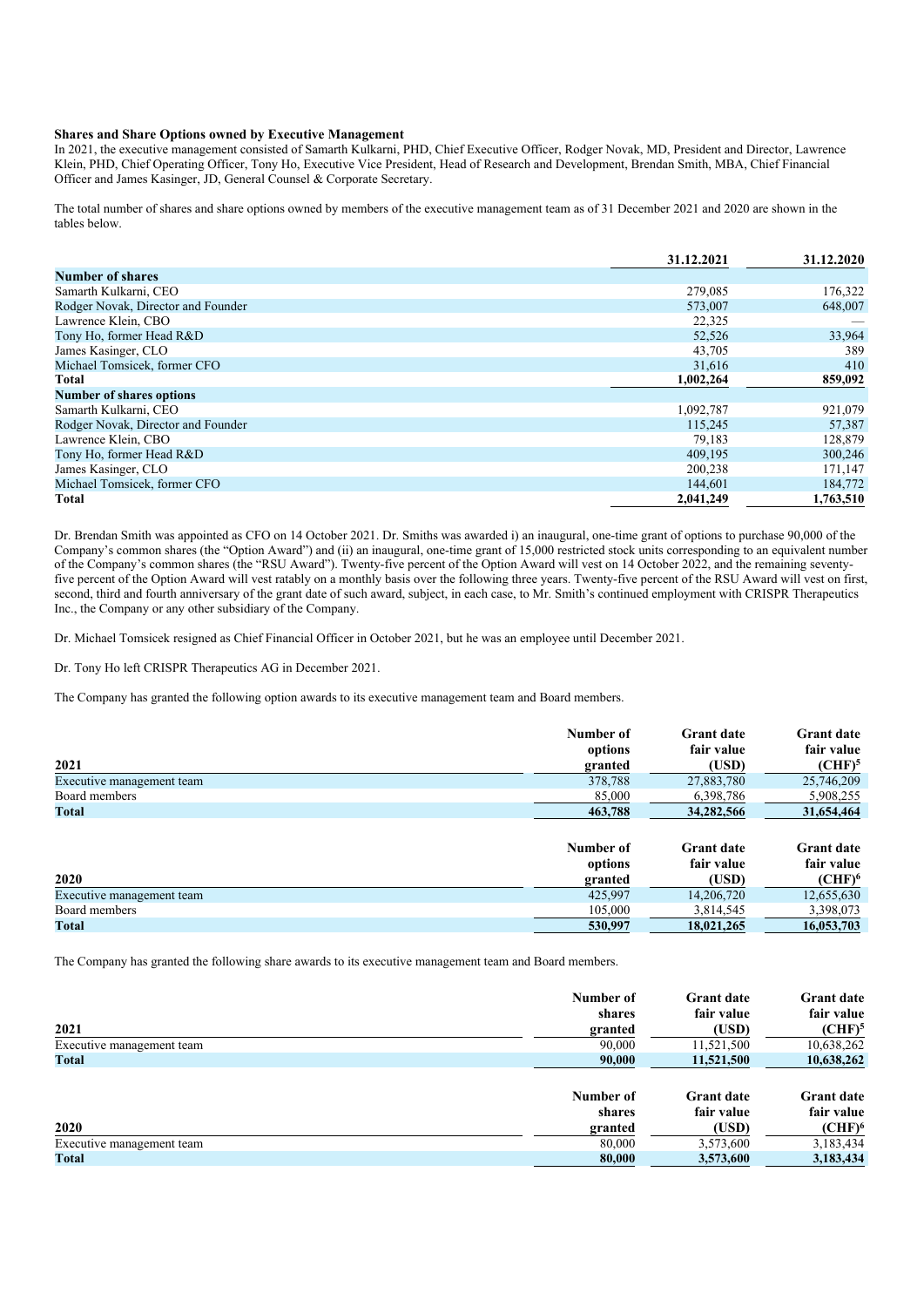**Shares and Share Options owned by Executive Management**

In 2021, the executive management consisted of Samarth Kulkarni, PHD, Chief Executive Officer, Rodger Novak, MD, President and Director, Lawrence Klein, PHD, Chief Operating Officer, Tony Ho, Executive Vice President, Head of Research and Development, Brendan Smith, MBA, Chief Financial Officer and James Kasinger, JD, General Counsel & Corporate Secretary.

The total number of shares and share options owned by members of the executive management team as of 31 December 2021 and 2020 are shown in the tables below.

| | 31.12.2021 | 31.12.2020 |
|---|---|---|
| **Number of shares** | | |
| Samarth Kulkarni, CEO | 279,085 | 176,322 |
| Rodger Novak, Director and Founder | 573,007 | 648,007 |
| Lawrence Klein, CBO | 22,325 | — |
| Tony Ho, former Head R&D | 52,526 | 33,964 |
| James Kasinger, CLO | 43,705 | 389 |
| Michael Tomsicek, former CFO | 31,616 | 410 |
| **Total** | **1,002,264** | **859,092** |
| **Number of shares options** | | |
| Samarth Kulkarni, CEO | 1,092,787 | 921,079 |
| Rodger Novak, Director and Founder | 115,245 | 57,387 |
| Lawrence Klein, CBO | 79,183 | 128,879 |
| Tony Ho, former Head R&D | 409,195 | 300,246 |
| James Kasinger, CLO | 200,238 | 171,147 |
| Michael Tomsicek, former CFO | 144,601 | 184,772 |
| **Total** | **2,041,249** | **1,763,510** |

Dr. Brendan Smith was appointed as CFO on 14 October 2021. Dr. Smiths was awarded i) an inaugural, one-time grant of options to purchase 90,000 of the Company's common shares (the "Option Award") and (ii) an inaugural, one-time grant of 15,000 restricted stock units corresponding to an equivalent number of the Company's common shares (the "RSU Award"). Twenty-five percent of the Option Award will vest on 14 October 2022, and the remaining seventy-five percent of the Option Award will vest ratably on a monthly basis over the following three years. Twenty-five percent of the RSU Award will vest on first, second, third and fourth anniversary of the grant date of such award, subject, in each case, to Mr. Smith's continued employment with CRISPR Therapeutics Inc., the Company or any other subsidiary of the Company.

Dr. Michael Tomsicek resigned as Chief Financial Officer in October 2021, but he was an employee until December 2021.

Dr. Tony Ho left CRISPR Therapeutics AG in December 2021.

The Company has granted the following option awards to its executive management team and Board members.

| 2021 | Number of options granted | Grant date fair value (USD) | Grant date fair value (CHF)[5] |
|---|---|---|---|
| Executive management team | 378,788 | 27,883,780 | 25,746,209 |
| Board members | 85,000 | 6,398,786 | 5,908,255 |
| **Total** | **463,788** | **34,282,566** | **31,654,464** |

| 2020 | Number of options granted | Grant date fair value (USD) | Grant date fair value (CHF)[6] |
|---|---|---|---|
| Executive management team | 425,997 | 14,206,720 | 12,655,630 |
| Board members | 105,000 | 3,814,545 | 3,398,073 |
| **Total** | **530,997** | **18,021,265** | **16,053,703** |

The Company has granted the following share awards to its executive management team and Board members.

| 2021 | Number of shares granted | Grant date fair value (USD) | Grant date fair value (CHF)[5] |
|---|---|---|---|
| Executive management team | 90,000 | 11,521,500 | 10,638,262 |
| **Total** | **90,000** | **11,521,500** | **10,638,262** |

| 2020 | Number of shares granted | Grant date fair value (USD) | Grant date fair value (CHF)[6] |
|---|---|---|---|
| Executive management team | 80,000 | 3,573,600 | 3,183,434 |
| **Total** | **80,000** | **3,573,600** | **3,183,434** |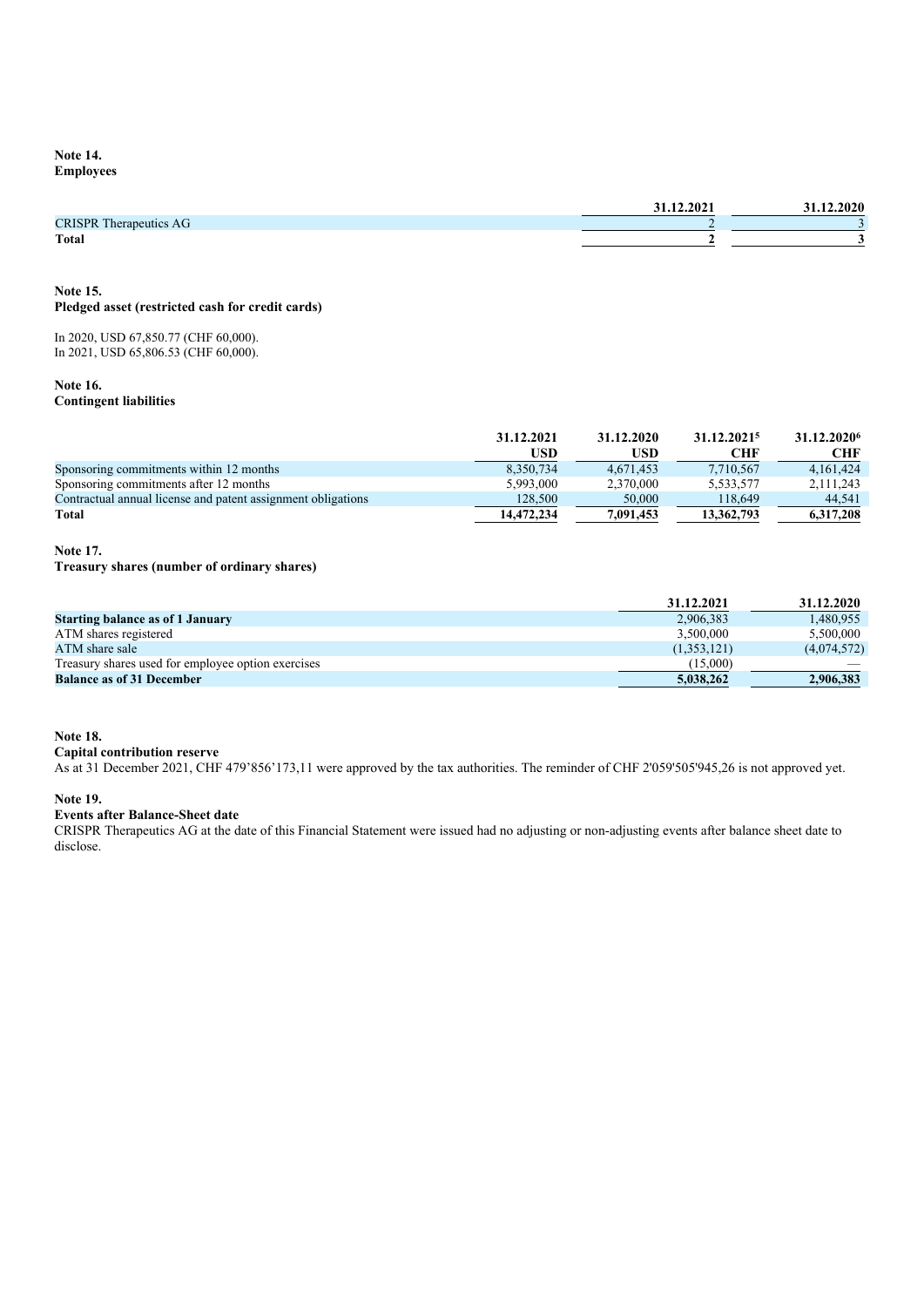**Note 14.**
**Employees**

| | 31.12.2021 | 31.12.2020 |
|---|---|---|
| CRISPR Therapeutics AG | 2 | 3 |
| **Total** | **2** | **3** |

**Note 15.**
**Pledged asset (restricted cash for credit cards)**

In 2020, USD 67,850.77 (CHF 60,000).
In 2021, USD 65,806.53 (CHF 60,000).

**Note 16.**
**Contingent liabilities**

| | 31.12.2021 USD | 31.12.2020 USD | 31.12.2021[5] CHF | 31.12.2020[6] CHF |
|---|---|---|---|---|
| Sponsoring commitments within 12 months | 8,350,734 | 4,671,453 | 7,710,567 | 4,161,424 |
| Sponsoring commitments after 12 months | 5,993,000 | 2,370,000 | 5,533,577 | 2,111,243 |
| Contractual annual license and patent assignment obligations | 128,500 | 50,000 | 118,649 | 44,541 |
| **Total** | **14,472,234** | **7,091,453** | **13,362,793** | **6,317,208** |

**Note 17.**
**Treasury shares (number of ordinary shares)**

| | 31.12.2021 | 31.12.2020 |
|---|---|---|
| **Starting balance as of 1 January** | 2,906,383 | 1,480,955 |
| ATM shares registered | 3,500,000 | 5,500,000 |
| ATM share sale | (1,353,121) | (4,074,572) |
| Treasury shares used for employee option exercises | (15,000) | — |
| **Balance as of 31 December** | **5,038,262** | **2,906,383** |

**Note 18.**
**Capital contribution reserve**
As at 31 December 2021, CHF 479’856’173,11 were approved by the tax authorities. The reminder of CHF 2'059'505'945,26 is not approved yet.

**Note 19.**
**Events after Balance-Sheet date**
CRISPR Therapeutics AG at the date of this Financial Statement were issued had no adjusting or non-adjusting events after balance sheet date to disclose.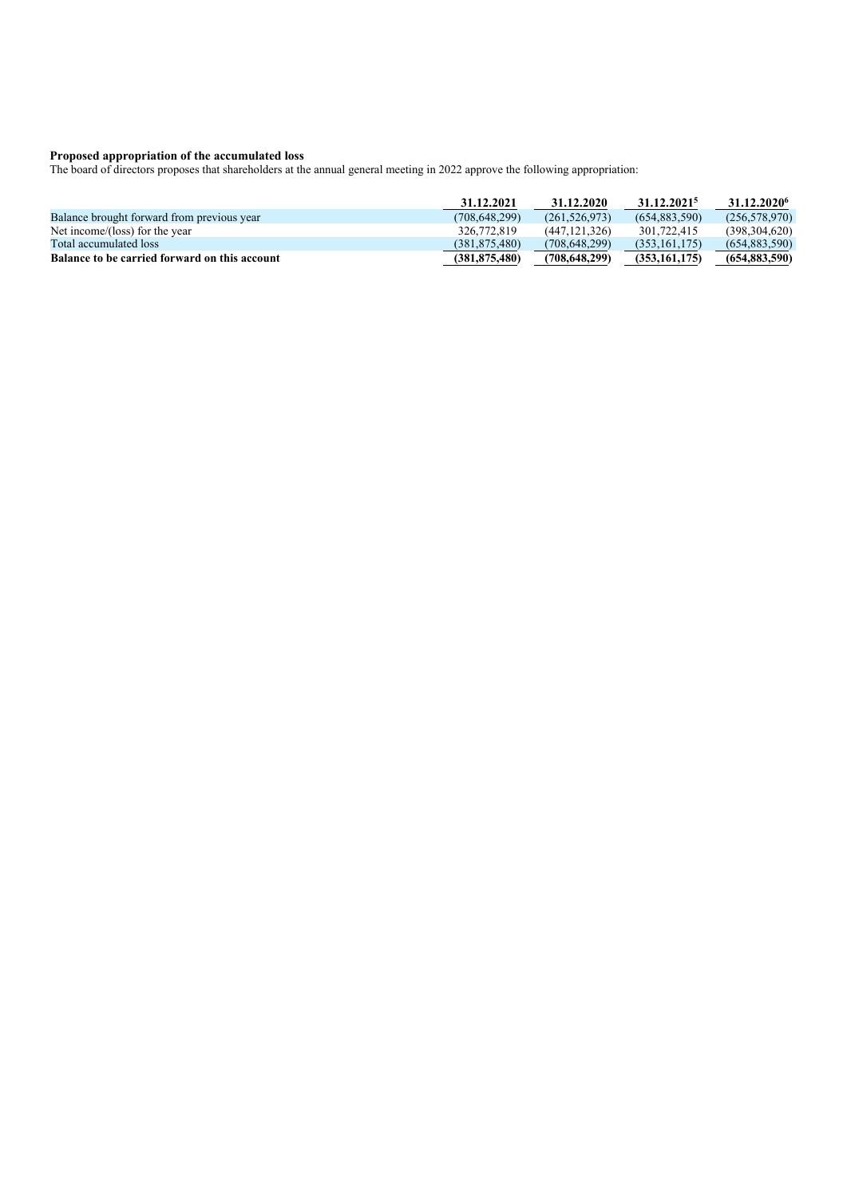**Proposed appropriation of the accumulated loss**

The board of directors proposes that shareholders at the annual general meeting in 2022 approve the following appropriation:

| | 31.12.2021 | 31.12.2020 | 31.12.2021[5] | 31.12.2020[6] |
|---|---|---|---|---|
| Balance brought forward from previous year | (708,648,299) | (261,526,973) | (654,883,590) | (256,578,970) |
| Net income/(loss) for the year | 326,772,819 | (447,121,326) | 301,722,415 | (398,304,620) |
| Total accumulated loss | (381,875,480) | (708,648,299) | (353,161,175) | (654,883,590) |
| **Balance to be carried forward on this account** | **(381,875,480)** | **(708,648,299)** | **(353,161,175)** | **(654,883,590)** |